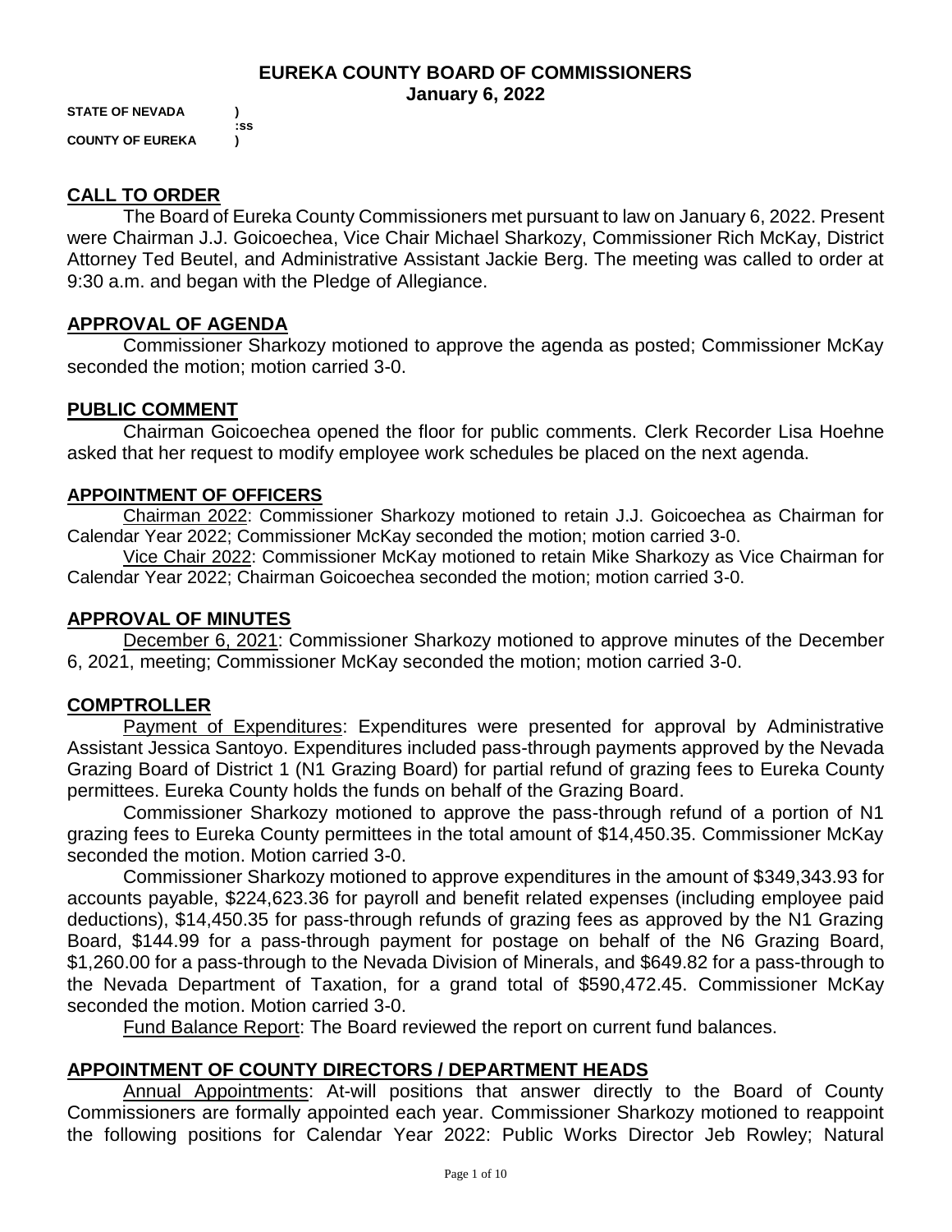# EUREKA COUNTY BOARD OF COMMISSIONERS
## January 6, 2022

**STATE OF NEVADA )**
**:ss**
**COUNTY OF EUREKA )**

## CALL TO ORDER

The Board of Eureka County Commissioners met pursuant to law on January 6, 2022. Present were Chairman J.J. Goicoechea, Vice Chair Michael Sharkozy, Commissioner Rich McKay, District Attorney Ted Beutel, and Administrative Assistant Jackie Berg. The meeting was called to order at 9:30 a.m. and began with the Pledge of Allegiance.

## APPROVAL OF AGENDA

Commissioner Sharkozy motioned to approve the agenda as posted; Commissioner McKay seconded the motion; motion carried 3-0.

## PUBLIC COMMENT

Chairman Goicoechea opened the floor for public comments. Clerk Recorder Lisa Hoehne asked that her request to modify employee work schedules be placed on the next agenda.

## APPOINTMENT OF OFFICERS

Chairman 2022: Commissioner Sharkozy motioned to retain J.J. Goicoechea as Chairman for Calendar Year 2022; Commissioner McKay seconded the motion; motion carried 3-0.

Vice Chair 2022: Commissioner McKay motioned to retain Mike Sharkozy as Vice Chairman for Calendar Year 2022; Chairman Goicoechea seconded the motion; motion carried 3-0.

## APPROVAL OF MINUTES

December 6, 2021: Commissioner Sharkozy motioned to approve minutes of the December 6, 2021, meeting; Commissioner McKay seconded the motion; motion carried 3-0.

## COMPTROLLER

Payment of Expenditures: Expenditures were presented for approval by Administrative Assistant Jessica Santoyo. Expenditures included pass-through payments approved by the Nevada Grazing Board of District 1 (N1 Grazing Board) for partial refund of grazing fees to Eureka County permittees. Eureka County holds the funds on behalf of the Grazing Board.

Commissioner Sharkozy motioned to approve the pass-through refund of a portion of N1 grazing fees to Eureka County permittees in the total amount of $14,450.35. Commissioner McKay seconded the motion. Motion carried 3-0.

Commissioner Sharkozy motioned to approve expenditures in the amount of $349,343.93 for accounts payable, $224,623.36 for payroll and benefit related expenses (including employee paid deductions), $14,450.35 for pass-through refunds of grazing fees as approved by the N1 Grazing Board, $144.99 for a pass-through payment for postage on behalf of the N6 Grazing Board, $1,260.00 for a pass-through to the Nevada Division of Minerals, and $649.82 for a pass-through to the Nevada Department of Taxation, for a grand total of $590,472.45. Commissioner McKay seconded the motion. Motion carried 3-0.

Fund Balance Report: The Board reviewed the report on current fund balances.

## APPOINTMENT OF COUNTY DIRECTORS / DEPARTMENT HEADS

Annual Appointments: At-will positions that answer directly to the Board of County Commissioners are formally appointed each year. Commissioner Sharkozy motioned to reappoint the following positions for Calendar Year 2022: Public Works Director Jeb Rowley; Natural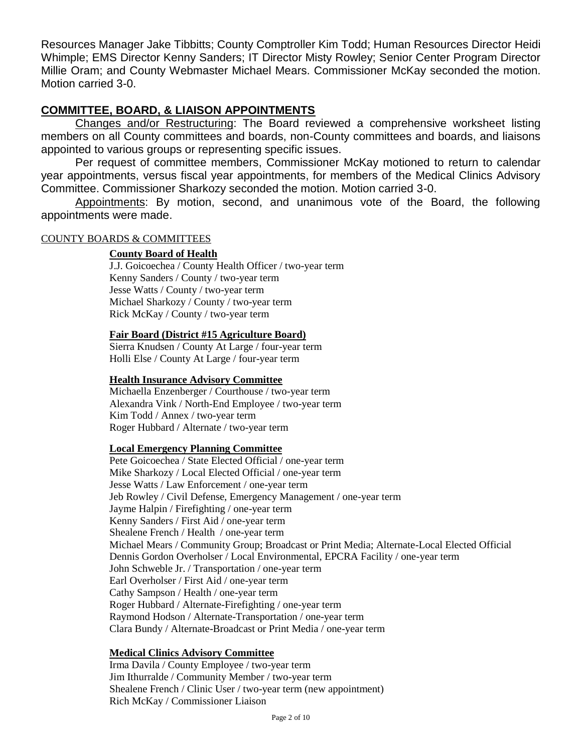Resources Manager Jake Tibbitts; County Comptroller Kim Todd; Human Resources Director Heidi Whimple; EMS Director Kenny Sanders; IT Director Misty Rowley; Senior Center Program Director Millie Oram; and County Webmaster Michael Mears. Commissioner McKay seconded the motion. Motion carried 3-0.

## COMMITTEE, BOARD, & LIAISON APPOINTMENTS

Changes and/or Restructuring: The Board reviewed a comprehensive worksheet listing members on all County committees and boards, non-County committees and boards, and liaisons appointed to various groups or representing specific issues.

Per request of committee members, Commissioner McKay motioned to return to calendar year appointments, versus fiscal year appointments, for members of the Medical Clinics Advisory Committee. Commissioner Sharkozy seconded the motion. Motion carried 3-0.

Appointments: By motion, second, and unanimous vote of the Board, the following appointments were made.

COUNTY BOARDS & COMMITTEES

**County Board of Health**

J.J. Goicoechea / County Health Officer / two-year term
Kenny Sanders / County / two-year term
Jesse Watts / County / two-year term
Michael Sharkozy / County / two-year term
Rick McKay / County / two-year term

**Fair Board (District #15 Agriculture Board)**

Sierra Knudsen / County At Large / four-year term
Holli Else / County At Large / four-year term

**Health Insurance Advisory Committee**

Michaella Enzenberger / Courthouse / two-year term
Alexandra Vink / North-End Employee / two-year term
Kim Todd / Annex / two-year term
Roger Hubbard / Alternate / two-year term

**Local Emergency Planning Committee**

Pete Goicoechea / State Elected Official / one-year term
Mike Sharkozy / Local Elected Official / one-year term
Jesse Watts / Law Enforcement / one-year term
Jeb Rowley / Civil Defense, Emergency Management / one-year term
Jayme Halpin / Firefighting / one-year term
Kenny Sanders / First Aid / one-year term
Shealene French / Health / one-year term
Michael Mears / Community Group; Broadcast or Print Media; Alternate-Local Elected Official
Dennis Gordon Overholser / Local Environmental, EPCRA Facility / one-year term
John Schweble Jr. / Transportation / one-year term
Earl Overholser / First Aid / one-year term
Cathy Sampson / Health / one-year term
Roger Hubbard / Alternate-Firefighting / one-year term
Raymond Hodson / Alternate-Transportation / one-year term
Clara Bundy / Alternate-Broadcast or Print Media / one-year term

**Medical Clinics Advisory Committee**

Irma Davila / County Employee / two-year term
Jim Ithurralde / Community Member / two-year term
Shealene French / Clinic User / two-year term (new appointment)
Rich McKay / Commissioner Liaison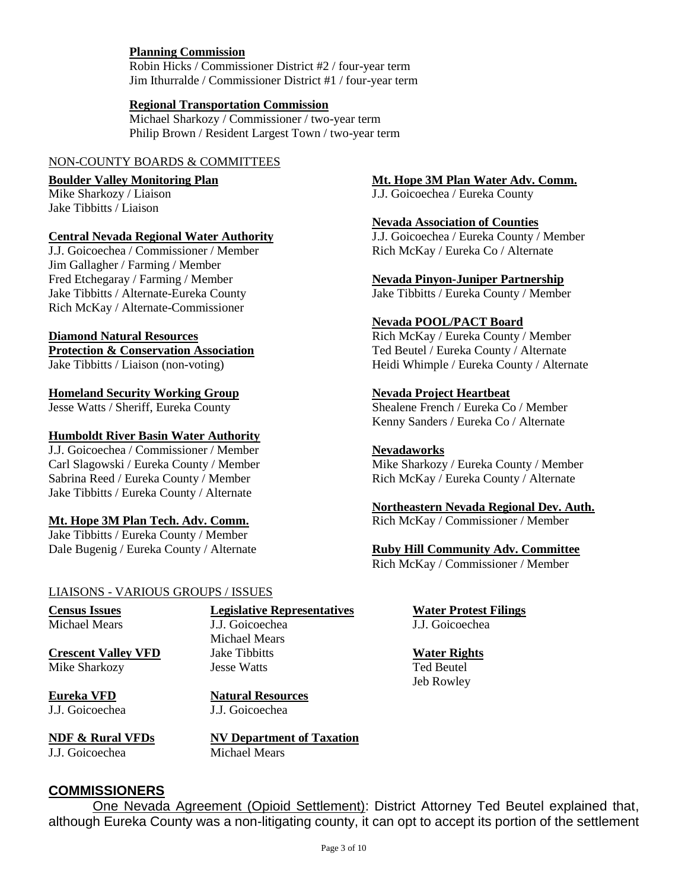**Planning Commission**
Robin Hicks / Commissioner District #2 / four-year term
Jim Ithurralde / Commissioner District #1 / four-year term

**Regional Transportation Commission**
Michael Sharkozy / Commissioner / two-year term
Philip Brown / Resident Largest Town / two-year term

NON-COUNTY BOARDS & COMMITTEES

**Boulder Valley Monitoring Plan**
Mike Sharkozy / Liaison
Jake Tibbitts / Liaison

**Central Nevada Regional Water Authority**
J.J. Goicoechea / Commissioner / Member
Jim Gallagher / Farming / Member
Fred Etchegaray / Farming / Member
Jake Tibbitts / Alternate-Eureka County
Rich McKay / Alternate-Commissioner

**Diamond Natural Resources Protection & Conservation Association**
Jake Tibbitts / Liaison (non-voting)

**Homeland Security Working Group**
Jesse Watts / Sheriff, Eureka County

**Humboldt River Basin Water Authority**
J.J. Goicoechea / Commissioner / Member
Carl Slagowski / Eureka County / Member
Sabrina Reed / Eureka County / Member
Jake Tibbitts / Eureka County / Alternate

**Mt. Hope 3M Plan Tech. Adv. Comm.**
Jake Tibbitts / Eureka County / Member
Dale Bugenig / Eureka County / Alternate

**Mt. Hope 3M Plan Water Adv. Comm.**
J.J. Goicoechea / Eureka County

**Nevada Association of Counties**
J.J. Goicoechea / Eureka County / Member
Rich McKay / Eureka Co / Alternate

**Nevada Pinyon-Juniper Partnership**
Jake Tibbitts / Eureka County / Member

**Nevada POOL/PACT Board**
Rich McKay / Eureka County / Member
Ted Beutel / Eureka County / Alternate
Heidi Whimple / Eureka County / Alternate

**Nevada Project Heartbeat**
Shealene French / Eureka Co / Member
Kenny Sanders / Eureka Co / Alternate

**Nevadaworks**
Mike Sharkozy / Eureka County / Member
Rich McKay / Eureka County / Alternate

**Northeastern Nevada Regional Dev. Auth.**
Rich McKay / Commissioner / Member

**Ruby Hill Community Adv. Committee**
Rich McKay / Commissioner / Member

LIAISONS - VARIOUS GROUPS / ISSUES

**Census Issues**
Michael Mears

**Crescent Valley VFD**
Mike Sharkozy

**Eureka VFD**
J.J. Goicoechea

**NDF & Rural VFDs**
J.J. Goicoechea

**Legislative Representatives**
J.J. Goicoechea
Michael Mears
Jake Tibbitts
Jesse Watts

**Natural Resources**
J.J. Goicoechea

**NV Department of Taxation**
Michael Mears

**Water Protest Filings**
J.J. Goicoechea

**Water Rights**
Ted Beutel
Jeb Rowley

## COMMISSIONERS

One Nevada Agreement (Opioid Settlement): District Attorney Ted Beutel explained that, although Eureka County was a non-litigating county, it can opt to accept its portion of the settlement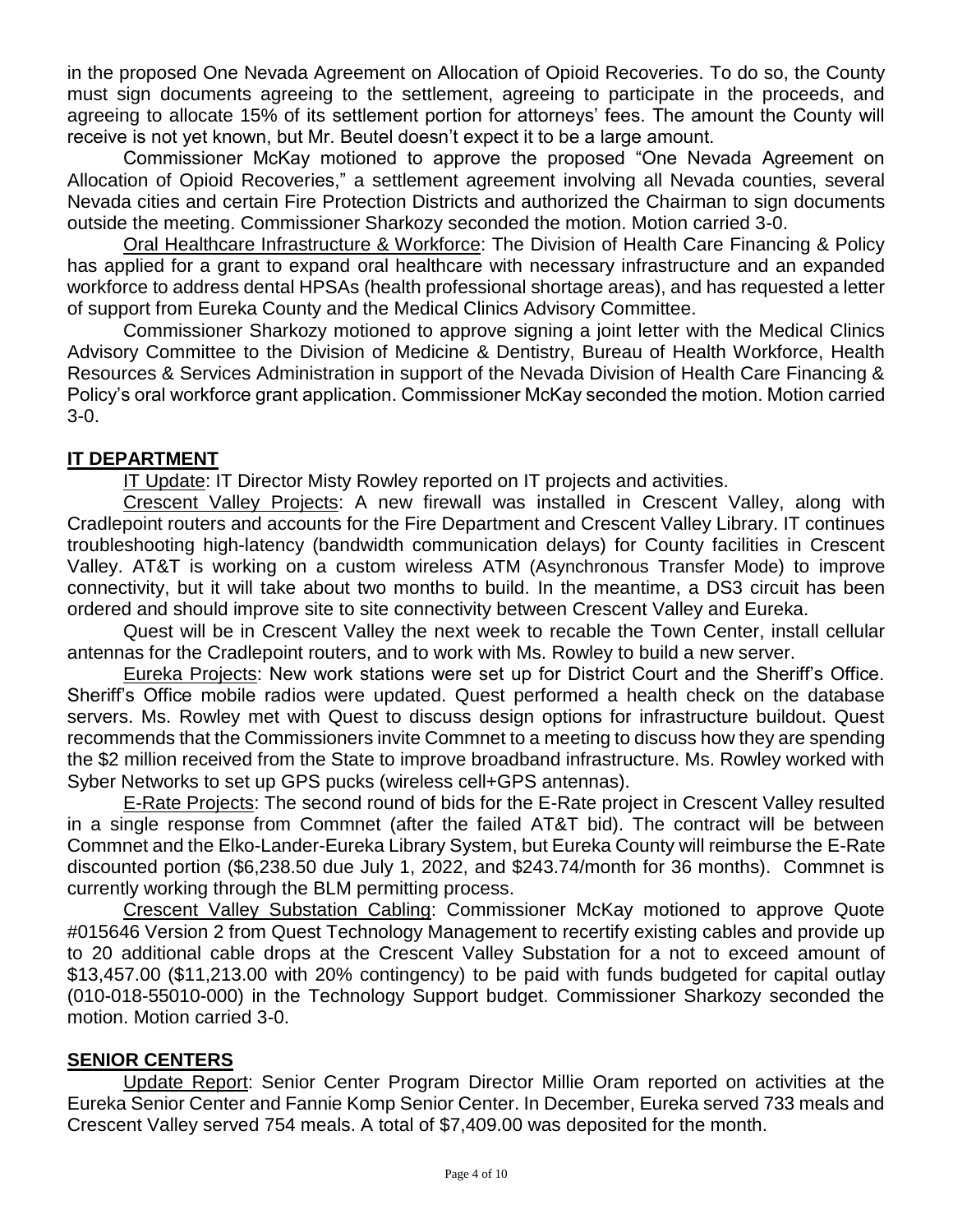in the proposed One Nevada Agreement on Allocation of Opioid Recoveries. To do so, the County must sign documents agreeing to the settlement, agreeing to participate in the proceeds, and agreeing to allocate 15% of its settlement portion for attorneys' fees. The amount the County will receive is not yet known, but Mr. Beutel doesn't expect it to be a large amount.

Commissioner McKay motioned to approve the proposed "One Nevada Agreement on Allocation of Opioid Recoveries," a settlement agreement involving all Nevada counties, several Nevada cities and certain Fire Protection Districts and authorized the Chairman to sign documents outside the meeting. Commissioner Sharkozy seconded the motion. Motion carried 3-0.

Oral Healthcare Infrastructure & Workforce: The Division of Health Care Financing & Policy has applied for a grant to expand oral healthcare with necessary infrastructure and an expanded workforce to address dental HPSAs (health professional shortage areas), and has requested a letter of support from Eureka County and the Medical Clinics Advisory Committee.

Commissioner Sharkozy motioned to approve signing a joint letter with the Medical Clinics Advisory Committee to the Division of Medicine & Dentistry, Bureau of Health Workforce, Health Resources & Services Administration in support of the Nevada Division of Health Care Financing & Policy's oral workforce grant application. Commissioner McKay seconded the motion. Motion carried 3-0.

## IT DEPARTMENT

IT Update: IT Director Misty Rowley reported on IT projects and activities.

Crescent Valley Projects: A new firewall was installed in Crescent Valley, along with Cradlepoint routers and accounts for the Fire Department and Crescent Valley Library. IT continues troubleshooting high-latency (bandwidth communication delays) for County facilities in Crescent Valley. AT&T is working on a custom wireless ATM (Asynchronous Transfer Mode) to improve connectivity, but it will take about two months to build. In the meantime, a DS3 circuit has been ordered and should improve site to site connectivity between Crescent Valley and Eureka.

Quest will be in Crescent Valley the next week to recable the Town Center, install cellular antennas for the Cradlepoint routers, and to work with Ms. Rowley to build a new server.

Eureka Projects: New work stations were set up for District Court and the Sheriff's Office. Sheriff's Office mobile radios were updated. Quest performed a health check on the database servers. Ms. Rowley met with Quest to discuss design options for infrastructure buildout. Quest recommends that the Commissioners invite Commnet to a meeting to discuss how they are spending the $2 million received from the State to improve broadband infrastructure. Ms. Rowley worked with Syber Networks to set up GPS pucks (wireless cell+GPS antennas).

E-Rate Projects: The second round of bids for the E-Rate project in Crescent Valley resulted in a single response from Commnet (after the failed AT&T bid). The contract will be between Commnet and the Elko-Lander-Eureka Library System, but Eureka County will reimburse the E-Rate discounted portion ($6,238.50 due July 1, 2022, and $243.74/month for 36 months). Commnet is currently working through the BLM permitting process.

Crescent Valley Substation Cabling: Commissioner McKay motioned to approve Quote #015646 Version 2 from Quest Technology Management to recertify existing cables and provide up to 20 additional cable drops at the Crescent Valley Substation for a not to exceed amount of $13,457.00 ($11,213.00 with 20% contingency) to be paid with funds budgeted for capital outlay (010-018-55010-000) in the Technology Support budget. Commissioner Sharkozy seconded the motion. Motion carried 3-0.

## SENIOR CENTERS

Update Report: Senior Center Program Director Millie Oram reported on activities at the Eureka Senior Center and Fannie Komp Senior Center. In December, Eureka served 733 meals and Crescent Valley served 754 meals. A total of $7,409.00 was deposited for the month.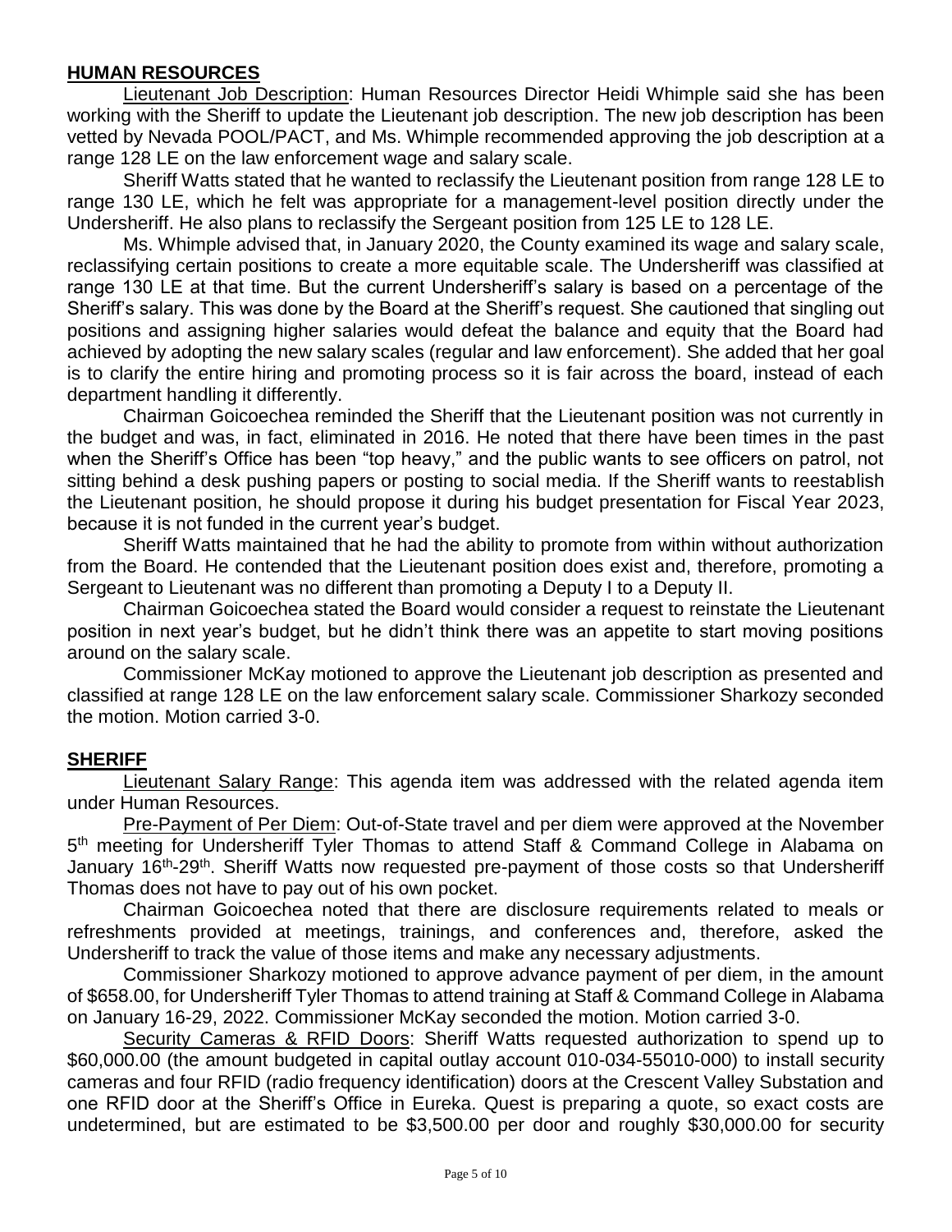## HUMAN RESOURCES

Lieutenant Job Description: Human Resources Director Heidi Whimple said she has been working with the Sheriff to update the Lieutenant job description. The new job description has been vetted by Nevada POOL/PACT, and Ms. Whimple recommended approving the job description at a range 128 LE on the law enforcement wage and salary scale.

Sheriff Watts stated that he wanted to reclassify the Lieutenant position from range 128 LE to range 130 LE, which he felt was appropriate for a management-level position directly under the Undersheriff. He also plans to reclassify the Sergeant position from 125 LE to 128 LE.

Ms. Whimple advised that, in January 2020, the County examined its wage and salary scale, reclassifying certain positions to create a more equitable scale. The Undersheriff was classified at range 130 LE at that time. But the current Undersheriff's salary is based on a percentage of the Sheriff's salary. This was done by the Board at the Sheriff's request. She cautioned that singling out positions and assigning higher salaries would defeat the balance and equity that the Board had achieved by adopting the new salary scales (regular and law enforcement). She added that her goal is to clarify the entire hiring and promoting process so it is fair across the board, instead of each department handling it differently.

Chairman Goicoechea reminded the Sheriff that the Lieutenant position was not currently in the budget and was, in fact, eliminated in 2016. He noted that there have been times in the past when the Sheriff's Office has been "top heavy," and the public wants to see officers on patrol, not sitting behind a desk pushing papers or posting to social media. If the Sheriff wants to reestablish the Lieutenant position, he should propose it during his budget presentation for Fiscal Year 2023, because it is not funded in the current year's budget.

Sheriff Watts maintained that he had the ability to promote from within without authorization from the Board. He contended that the Lieutenant position does exist and, therefore, promoting a Sergeant to Lieutenant was no different than promoting a Deputy I to a Deputy II.

Chairman Goicoechea stated the Board would consider a request to reinstate the Lieutenant position in next year's budget, but he didn't think there was an appetite to start moving positions around on the salary scale.

Commissioner McKay motioned to approve the Lieutenant job description as presented and classified at range 128 LE on the law enforcement salary scale. Commissioner Sharkozy seconded the motion. Motion carried 3-0.

## SHERIFF

Lieutenant Salary Range: This agenda item was addressed with the related agenda item under Human Resources.

Pre-Payment of Per Diem: Out-of-State travel and per diem were approved at the November 5th meeting for Undersheriff Tyler Thomas to attend Staff & Command College in Alabama on January 16th-29th. Sheriff Watts now requested pre-payment of those costs so that Undersheriff Thomas does not have to pay out of his own pocket.

Chairman Goicoechea noted that there are disclosure requirements related to meals or refreshments provided at meetings, trainings, and conferences and, therefore, asked the Undersheriff to track the value of those items and make any necessary adjustments.

Commissioner Sharkozy motioned to approve advance payment of per diem, in the amount of $658.00, for Undersheriff Tyler Thomas to attend training at Staff & Command College in Alabama on January 16-29, 2022. Commissioner McKay seconded the motion. Motion carried 3-0.

Security Cameras & RFID Doors: Sheriff Watts requested authorization to spend up to $60,000.00 (the amount budgeted in capital outlay account 010-034-55010-000) to install security cameras and four RFID (radio frequency identification) doors at the Crescent Valley Substation and one RFID door at the Sheriff's Office in Eureka. Quest is preparing a quote, so exact costs are undetermined, but are estimated to be $3,500.00 per door and roughly $30,000.00 for security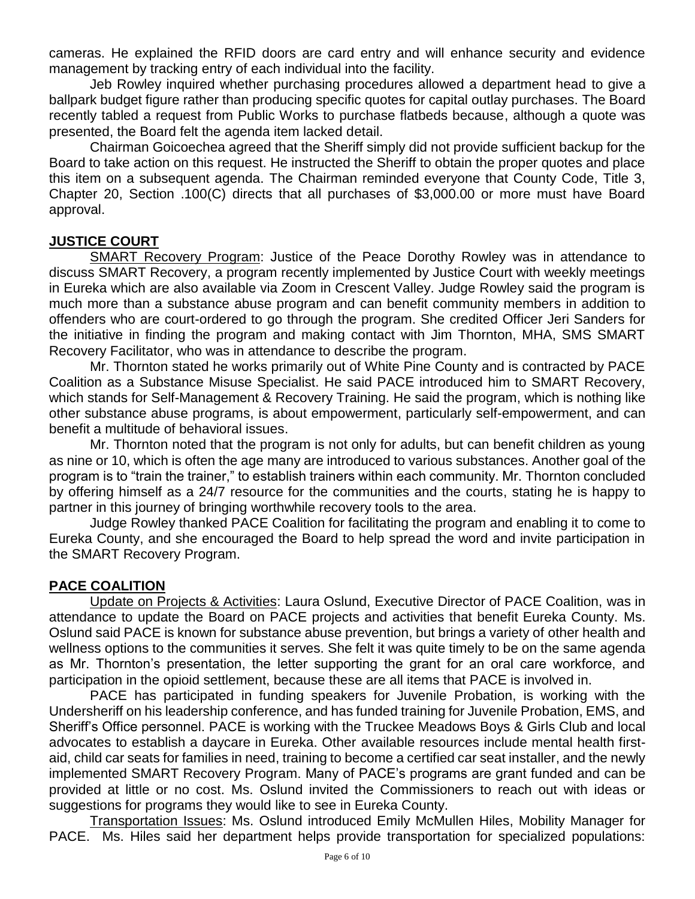cameras. He explained the RFID doors are card entry and will enhance security and evidence management by tracking entry of each individual into the facility.

Jeb Rowley inquired whether purchasing procedures allowed a department head to give a ballpark budget figure rather than producing specific quotes for capital outlay purchases. The Board recently tabled a request from Public Works to purchase flatbeds because, although a quote was presented, the Board felt the agenda item lacked detail.

Chairman Goicoechea agreed that the Sheriff simply did not provide sufficient backup for the Board to take action on this request. He instructed the Sheriff to obtain the proper quotes and place this item on a subsequent agenda. The Chairman reminded everyone that County Code, Title 3, Chapter 20, Section .100(C) directs that all purchases of $3,000.00 or more must have Board approval.

## JUSTICE COURT

SMART Recovery Program: Justice of the Peace Dorothy Rowley was in attendance to discuss SMART Recovery, a program recently implemented by Justice Court with weekly meetings in Eureka which are also available via Zoom in Crescent Valley. Judge Rowley said the program is much more than a substance abuse program and can benefit community members in addition to offenders who are court-ordered to go through the program. She credited Officer Jeri Sanders for the initiative in finding the program and making contact with Jim Thornton, MHA, SMS SMART Recovery Facilitator, who was in attendance to describe the program.

Mr. Thornton stated he works primarily out of White Pine County and is contracted by PACE Coalition as a Substance Misuse Specialist. He said PACE introduced him to SMART Recovery, which stands for Self-Management & Recovery Training. He said the program, which is nothing like other substance abuse programs, is about empowerment, particularly self-empowerment, and can benefit a multitude of behavioral issues.

Mr. Thornton noted that the program is not only for adults, but can benefit children as young as nine or 10, which is often the age many are introduced to various substances. Another goal of the program is to "train the trainer," to establish trainers within each community. Mr. Thornton concluded by offering himself as a 24/7 resource for the communities and the courts, stating he is happy to partner in this journey of bringing worthwhile recovery tools to the area.

Judge Rowley thanked PACE Coalition for facilitating the program and enabling it to come to Eureka County, and she encouraged the Board to help spread the word and invite participation in the SMART Recovery Program.

## PACE COALITION

Update on Projects & Activities: Laura Oslund, Executive Director of PACE Coalition, was in attendance to update the Board on PACE projects and activities that benefit Eureka County. Ms. Oslund said PACE is known for substance abuse prevention, but brings a variety of other health and wellness options to the communities it serves. She felt it was quite timely to be on the same agenda as Mr. Thornton's presentation, the letter supporting the grant for an oral care workforce, and participation in the opioid settlement, because these are all items that PACE is involved in.

PACE has participated in funding speakers for Juvenile Probation, is working with the Undersheriff on his leadership conference, and has funded training for Juvenile Probation, EMS, and Sheriff's Office personnel. PACE is working with the Truckee Meadows Boys & Girls Club and local advocates to establish a daycare in Eureka. Other available resources include mental health first-aid, child car seats for families in need, training to become a certified car seat installer, and the newly implemented SMART Recovery Program. Many of PACE's programs are grant funded and can be provided at little or no cost. Ms. Oslund invited the Commissioners to reach out with ideas or suggestions for programs they would like to see in Eureka County.

Transportation Issues: Ms. Oslund introduced Emily McMullen Hiles, Mobility Manager for PACE. Ms. Hiles said her department helps provide transportation for specialized populations: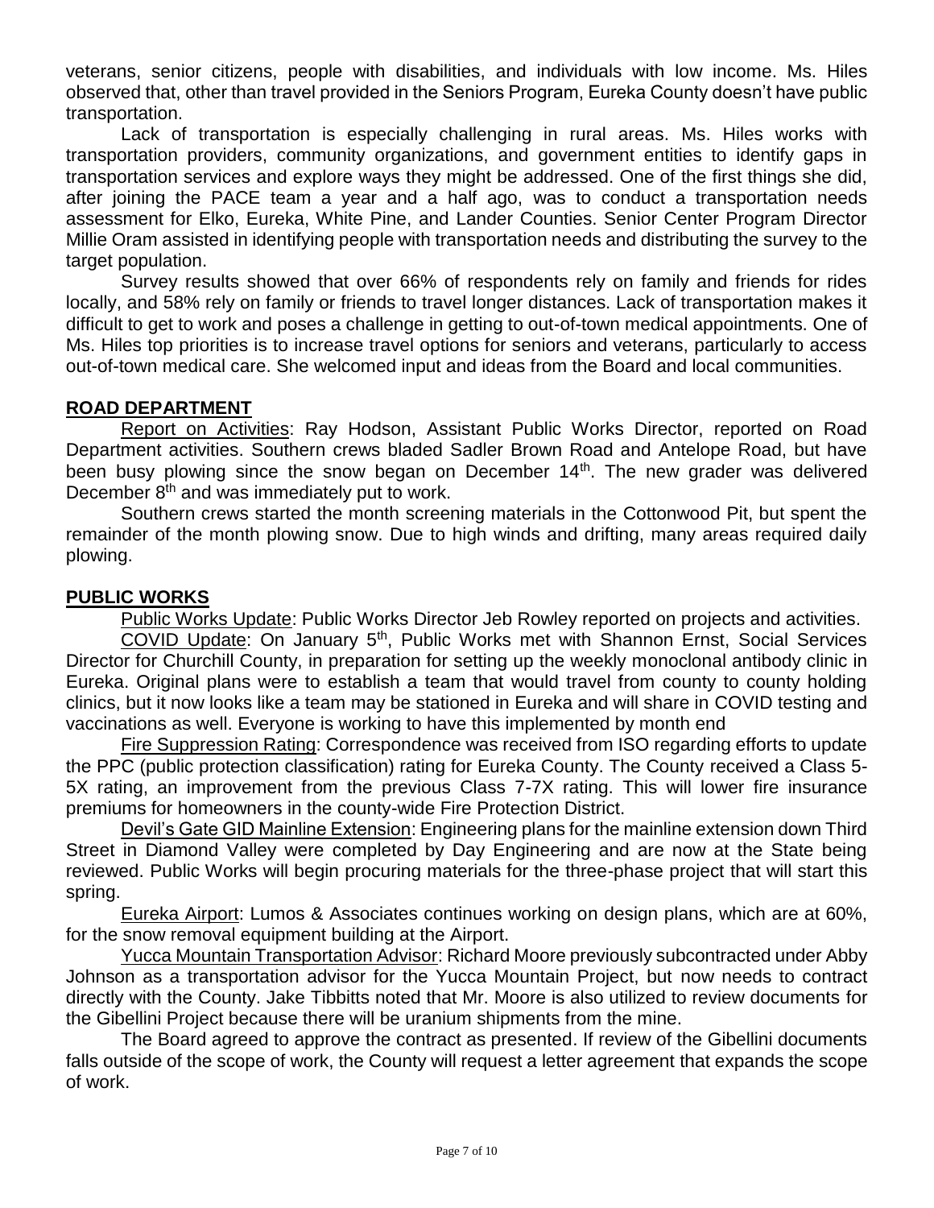veterans, senior citizens, people with disabilities, and individuals with low income. Ms. Hiles observed that, other than travel provided in the Seniors Program, Eureka County doesn't have public transportation.

Lack of transportation is especially challenging in rural areas. Ms. Hiles works with transportation providers, community organizations, and government entities to identify gaps in transportation services and explore ways they might be addressed. One of the first things she did, after joining the PACE team a year and a half ago, was to conduct a transportation needs assessment for Elko, Eureka, White Pine, and Lander Counties. Senior Center Program Director Millie Oram assisted in identifying people with transportation needs and distributing the survey to the target population.

Survey results showed that over 66% of respondents rely on family and friends for rides locally, and 58% rely on family or friends to travel longer distances. Lack of transportation makes it difficult to get to work and poses a challenge in getting to out-of-town medical appointments. One of Ms. Hiles top priorities is to increase travel options for seniors and veterans, particularly to access out-of-town medical care. She welcomed input and ideas from the Board and local communities.

## ROAD DEPARTMENT

Report on Activities: Ray Hodson, Assistant Public Works Director, reported on Road Department activities. Southern crews bladed Sadler Brown Road and Antelope Road, but have been busy plowing since the snow began on December 14th. The new grader was delivered December 8th and was immediately put to work.

Southern crews started the month screening materials in the Cottonwood Pit, but spent the remainder of the month plowing snow. Due to high winds and drifting, many areas required daily plowing.

## PUBLIC WORKS

Public Works Update: Public Works Director Jeb Rowley reported on projects and activities.

COVID Update: On January 5th, Public Works met with Shannon Ernst, Social Services Director for Churchill County, in preparation for setting up the weekly monoclonal antibody clinic in Eureka. Original plans were to establish a team that would travel from county to county holding clinics, but it now looks like a team may be stationed in Eureka and will share in COVID testing and vaccinations as well. Everyone is working to have this implemented by month end

Fire Suppression Rating: Correspondence was received from ISO regarding efforts to update the PPC (public protection classification) rating for Eureka County. The County received a Class 5-5X rating, an improvement from the previous Class 7-7X rating. This will lower fire insurance premiums for homeowners in the county-wide Fire Protection District.

Devil's Gate GID Mainline Extension: Engineering plans for the mainline extension down Third Street in Diamond Valley were completed by Day Engineering and are now at the State being reviewed. Public Works will begin procuring materials for the three-phase project that will start this spring.

Eureka Airport: Lumos & Associates continues working on design plans, which are at 60%, for the snow removal equipment building at the Airport.

Yucca Mountain Transportation Advisor: Richard Moore previously subcontracted under Abby Johnson as a transportation advisor for the Yucca Mountain Project, but now needs to contract directly with the County. Jake Tibbitts noted that Mr. Moore is also utilized to review documents for the Gibellini Project because there will be uranium shipments from the mine.

The Board agreed to approve the contract as presented. If review of the Gibellini documents falls outside of the scope of work, the County will request a letter agreement that expands the scope of work.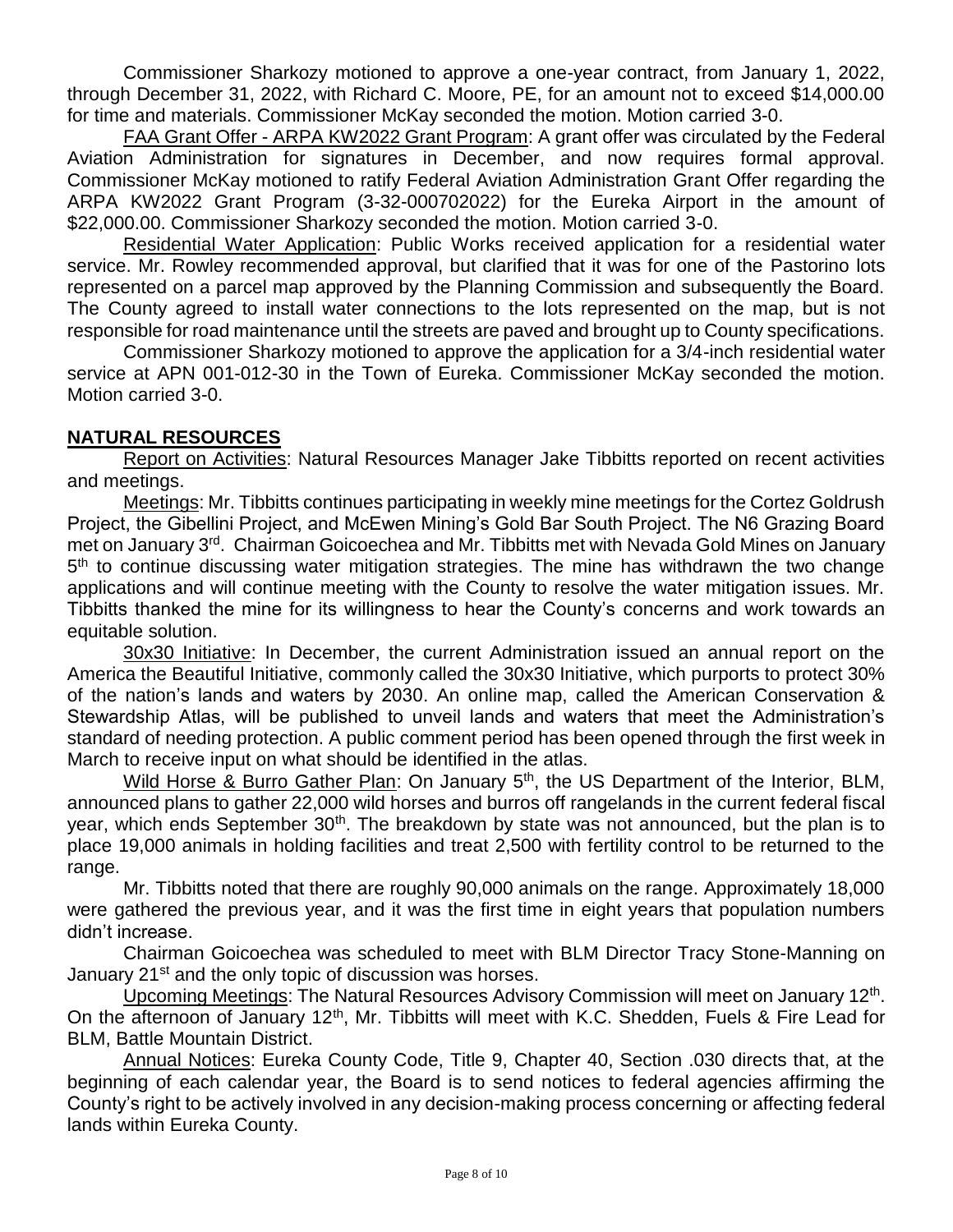Commissioner Sharkozy motioned to approve a one-year contract, from January 1, 2022, through December 31, 2022, with Richard C. Moore, PE, for an amount not to exceed $14,000.00 for time and materials. Commissioner McKay seconded the motion. Motion carried 3-0.

FAA Grant Offer - ARPA KW2022 Grant Program: A grant offer was circulated by the Federal Aviation Administration for signatures in December, and now requires formal approval. Commissioner McKay motioned to ratify Federal Aviation Administration Grant Offer regarding the ARPA KW2022 Grant Program (3-32-000702022) for the Eureka Airport in the amount of $22,000.00. Commissioner Sharkozy seconded the motion. Motion carried 3-0.

Residential Water Application: Public Works received application for a residential water service. Mr. Rowley recommended approval, but clarified that it was for one of the Pastorino lots represented on a parcel map approved by the Planning Commission and subsequently the Board. The County agreed to install water connections to the lots represented on the map, but is not responsible for road maintenance until the streets are paved and brought up to County specifications.

Commissioner Sharkozy motioned to approve the application for a 3/4-inch residential water service at APN 001-012-30 in the Town of Eureka. Commissioner McKay seconded the motion. Motion carried 3-0.

## NATURAL RESOURCES

Report on Activities: Natural Resources Manager Jake Tibbitts reported on recent activities and meetings.

Meetings: Mr. Tibbitts continues participating in weekly mine meetings for the Cortez Goldrush Project, the Gibellini Project, and McEwen Mining's Gold Bar South Project. The N6 Grazing Board met on January 3rd. Chairman Goicoechea and Mr. Tibbitts met with Nevada Gold Mines on January 5th to continue discussing water mitigation strategies. The mine has withdrawn the two change applications and will continue meeting with the County to resolve the water mitigation issues. Mr. Tibbitts thanked the mine for its willingness to hear the County's concerns and work towards an equitable solution.

30x30 Initiative: In December, the current Administration issued an annual report on the America the Beautiful Initiative, commonly called the 30x30 Initiative, which purports to protect 30% of the nation's lands and waters by 2030. An online map, called the American Conservation & Stewardship Atlas, will be published to unveil lands and waters that meet the Administration's standard of needing protection. A public comment period has been opened through the first week in March to receive input on what should be identified in the atlas.

Wild Horse & Burro Gather Plan: On January 5th, the US Department of the Interior, BLM, announced plans to gather 22,000 wild horses and burros off rangelands in the current federal fiscal year, which ends September 30th. The breakdown by state was not announced, but the plan is to place 19,000 animals in holding facilities and treat 2,500 with fertility control to be returned to the range.

Mr. Tibbitts noted that there are roughly 90,000 animals on the range. Approximately 18,000 were gathered the previous year, and it was the first time in eight years that population numbers didn't increase.

Chairman Goicoechea was scheduled to meet with BLM Director Tracy Stone-Manning on January 21st and the only topic of discussion was horses.

Upcoming Meetings: The Natural Resources Advisory Commission will meet on January 12th. On the afternoon of January 12th, Mr. Tibbitts will meet with K.C. Shedden, Fuels & Fire Lead for BLM, Battle Mountain District.

Annual Notices: Eureka County Code, Title 9, Chapter 40, Section .030 directs that, at the beginning of each calendar year, the Board is to send notices to federal agencies affirming the County's right to be actively involved in any decision-making process concerning or affecting federal lands within Eureka County.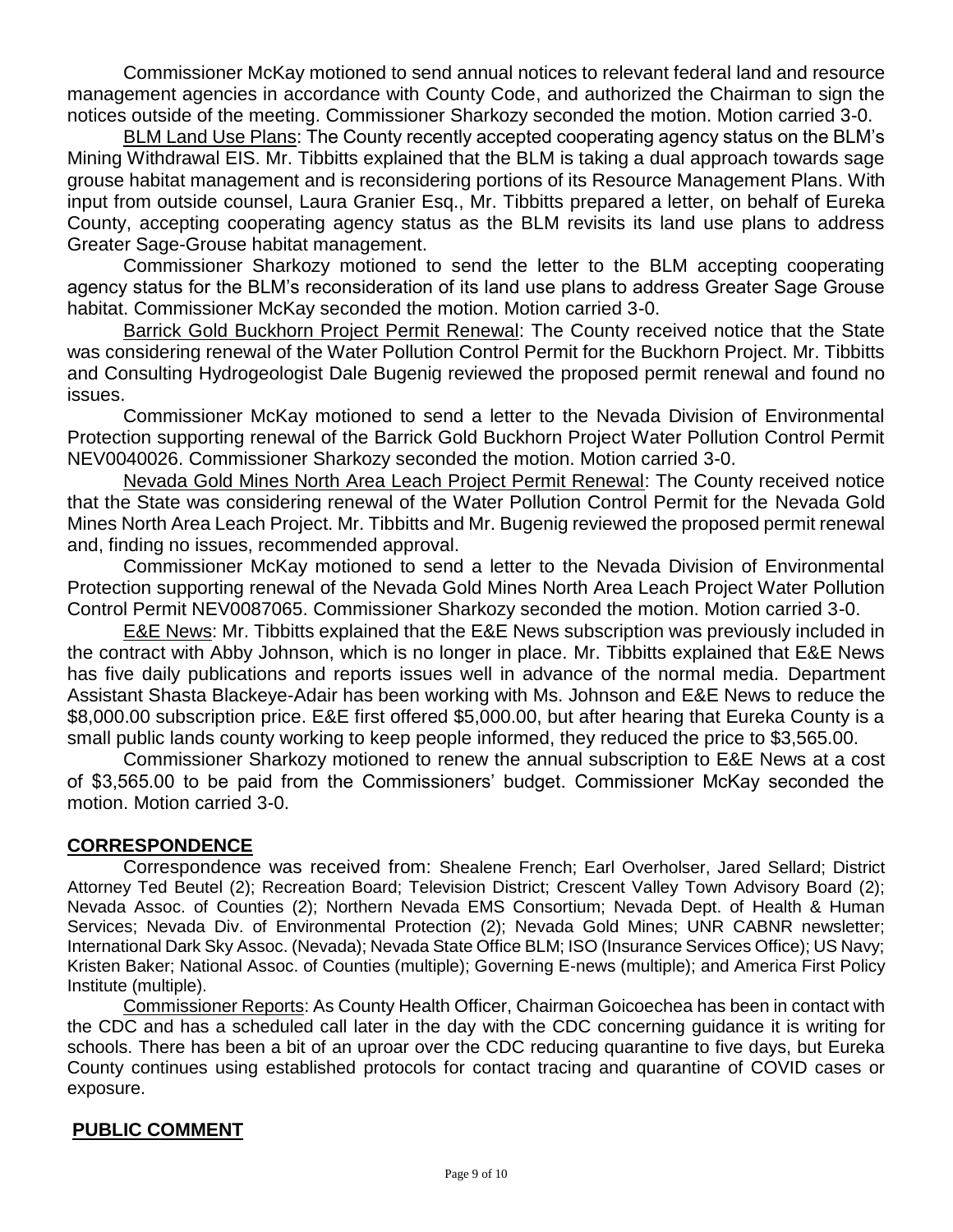Commissioner McKay motioned to send annual notices to relevant federal land and resource management agencies in accordance with County Code, and authorized the Chairman to sign the notices outside of the meeting. Commissioner Sharkozy seconded the motion. Motion carried 3-0.

<u>BLM Land Use Plans</u>: The County recently accepted cooperating agency status on the BLM's Mining Withdrawal EIS. Mr. Tibbitts explained that the BLM is taking a dual approach towards sage grouse habitat management and is reconsidering portions of its Resource Management Plans. With input from outside counsel, Laura Granier Esq., Mr. Tibbitts prepared a letter, on behalf of Eureka County, accepting cooperating agency status as the BLM revisits its land use plans to address Greater Sage-Grouse habitat management.

Commissioner Sharkozy motioned to send the letter to the BLM accepting cooperating agency status for the BLM's reconsideration of its land use plans to address Greater Sage Grouse habitat. Commissioner McKay seconded the motion. Motion carried 3-0.

<u>Barrick Gold Buckhorn Project Permit Renewal</u>: The County received notice that the State was considering renewal of the Water Pollution Control Permit for the Buckhorn Project. Mr. Tibbitts and Consulting Hydrogeologist Dale Bugenig reviewed the proposed permit renewal and found no issues.

Commissioner McKay motioned to send a letter to the Nevada Division of Environmental Protection supporting renewal of the Barrick Gold Buckhorn Project Water Pollution Control Permit NEV0040026. Commissioner Sharkozy seconded the motion. Motion carried 3-0.

<u>Nevada Gold Mines North Area Leach Project Permit Renewal</u>: The County received notice that the State was considering renewal of the Water Pollution Control Permit for the Nevada Gold Mines North Area Leach Project. Mr. Tibbitts and Mr. Bugenig reviewed the proposed permit renewal and, finding no issues, recommended approval.

Commissioner McKay motioned to send a letter to the Nevada Division of Environmental Protection supporting renewal of the Nevada Gold Mines North Area Leach Project Water Pollution Control Permit NEV0087065. Commissioner Sharkozy seconded the motion. Motion carried 3-0.

<u>E&E News</u>: Mr. Tibbitts explained that the E&E News subscription was previously included in the contract with Abby Johnson, which is no longer in place. Mr. Tibbitts explained that E&E News has five daily publications and reports issues well in advance of the normal media. Department Assistant Shasta Blackeye-Adair has been working with Ms. Johnson and E&E News to reduce the $8,000.00 subscription price. E&E first offered $5,000.00, but after hearing that Eureka County is a small public lands county working to keep people informed, they reduced the price to $3,565.00.

Commissioner Sharkozy motioned to renew the annual subscription to E&E News at a cost of $3,565.00 to be paid from the Commissioners' budget. Commissioner McKay seconded the motion. Motion carried 3-0.

## CORRESPONDENCE

Correspondence was received from: Shealene French; Earl Overholser, Jared Sellard; District Attorney Ted Beutel (2); Recreation Board; Television District; Crescent Valley Town Advisory Board (2); Nevada Assoc. of Counties (2); Northern Nevada EMS Consortium; Nevada Dept. of Health & Human Services; Nevada Div. of Environmental Protection (2); Nevada Gold Mines; UNR CABNR newsletter; International Dark Sky Assoc. (Nevada); Nevada State Office BLM; ISO (Insurance Services Office); US Navy; Kristen Baker; National Assoc. of Counties (multiple); Governing E-news (multiple); and America First Policy Institute (multiple).

<u>Commissioner Reports</u>: As County Health Officer, Chairman Goicoechea has been in contact with the CDC and has a scheduled call later in the day with the CDC concerning guidance it is writing for schools. There has been a bit of an uproar over the CDC reducing quarantine to five days, but Eureka County continues using established protocols for contact tracing and quarantine of COVID cases or exposure.

## PUBLIC COMMENT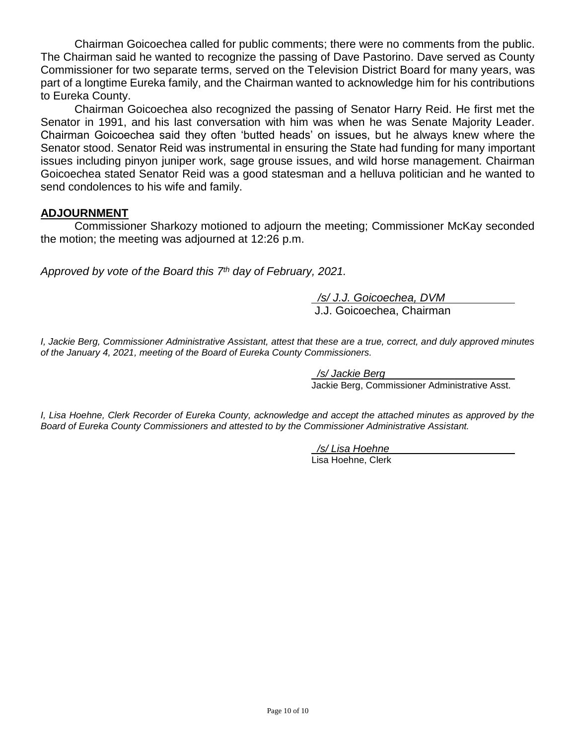Chairman Goicoechea called for public comments; there were no comments from the public. The Chairman said he wanted to recognize the passing of Dave Pastorino. Dave served as County Commissioner for two separate terms, served on the Television District Board for many years, was part of a longtime Eureka family, and the Chairman wanted to acknowledge him for his contributions to Eureka County.

Chairman Goicoechea also recognized the passing of Senator Harry Reid. He first met the Senator in 1991, and his last conversation with him was when he was Senate Majority Leader. Chairman Goicoechea said they often 'butted heads' on issues, but he always knew where the Senator stood. Senator Reid was instrumental in ensuring the State had funding for many important issues including pinyon juniper work, sage grouse issues, and wild horse management. Chairman Goicoechea stated Senator Reid was a good statesman and a helluva politician and he wanted to send condolences to his wife and family.

## ADJOURNMENT

Commissioner Sharkozy motioned to adjourn the meeting; Commissioner McKay seconded the motion; the meeting was adjourned at 12:26 p.m.

*Approved by vote of the Board this 7th day of February, 2021.*

*/s/ J.J. Goicoechea, DVM*
J.J. Goicoechea, Chairman

*I, Jackie Berg, Commissioner Administrative Assistant, attest that these are a true, correct, and duly approved minutes of the January 4, 2021, meeting of the Board of Eureka County Commissioners.*

*/s/ Jackie Berg*
Jackie Berg, Commissioner Administrative Asst.

*I, Lisa Hoehne, Clerk Recorder of Eureka County, acknowledge and accept the attached minutes as approved by the Board of Eureka County Commissioners and attested to by the Commissioner Administrative Assistant.*

*/s/ Lisa Hoehne*
Lisa Hoehne, Clerk